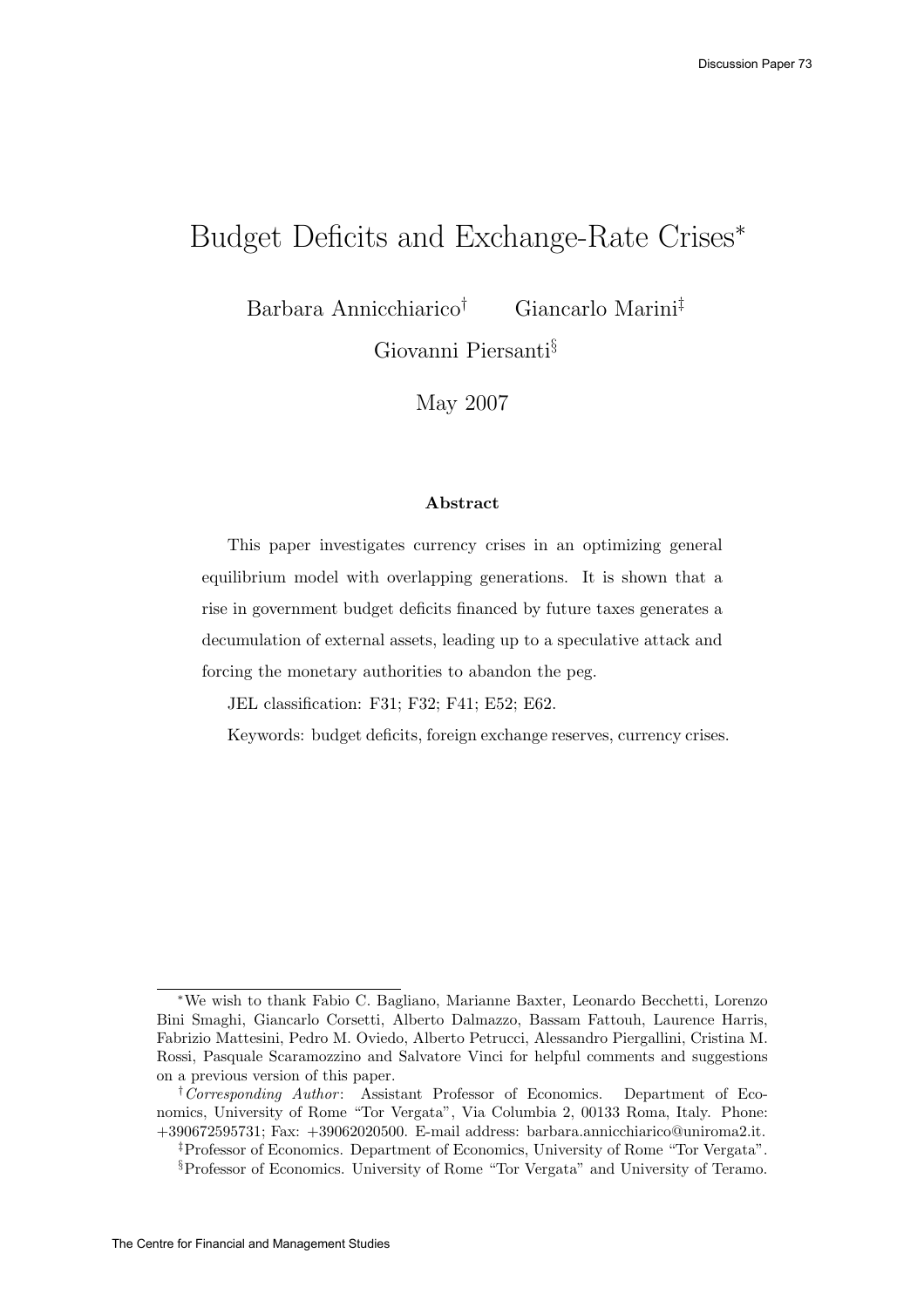# Budget Deficits and Exchange-Rate Crises*

Barbara Annicchiarico[†] Giancarlo Marini[‡]

Giovanni Piersanti[§]

May 2007

### Abstract

This paper investigates currency crises in an optimizing general equilibrium model with overlapping generations. It is shown that a rise in government budget deficits financed by future taxes generates a decumulation of external assets, leading up to a speculative attack and forcing the monetary authorities to abandon the peg.

JEL classification: F31; F32; F41; E52; E62.

Keywords: budget deficits, foreign exchange reserves, currency crises.

---

*We wish to thank Fabio C. Bagliano, Marianne Baxter, Leonardo Becchetti, Lorenzo Bini Smaghi, Giancarlo Corsetti, Alberto Dalmazzo, Bassam Fattouh, Laurence Harris, Fabrizio Mattesini, Pedro M. Oviedo, Alberto Petrucci, Alessandro Piergallini, Cristina M. Rossi, Pasquale Scaramozzino and Salvatore Vinci for helpful comments and suggestions on a previous version of this paper.

[†] *Corresponding Author*: Assistant Professor of Economics. Department of Economics, University of Rome "Tor Vergata", Via Columbia 2, 00133 Roma, Italy. Phone: +390672595731; Fax: +39062020500. E-mail address: barbara.annicchiarico@uniroma2.it.

[‡] Professor of Economics. Department of Economics, University of Rome "Tor Vergata".

[§] Professor of Economics. University of Rome "Tor Vergata" and University of Teramo.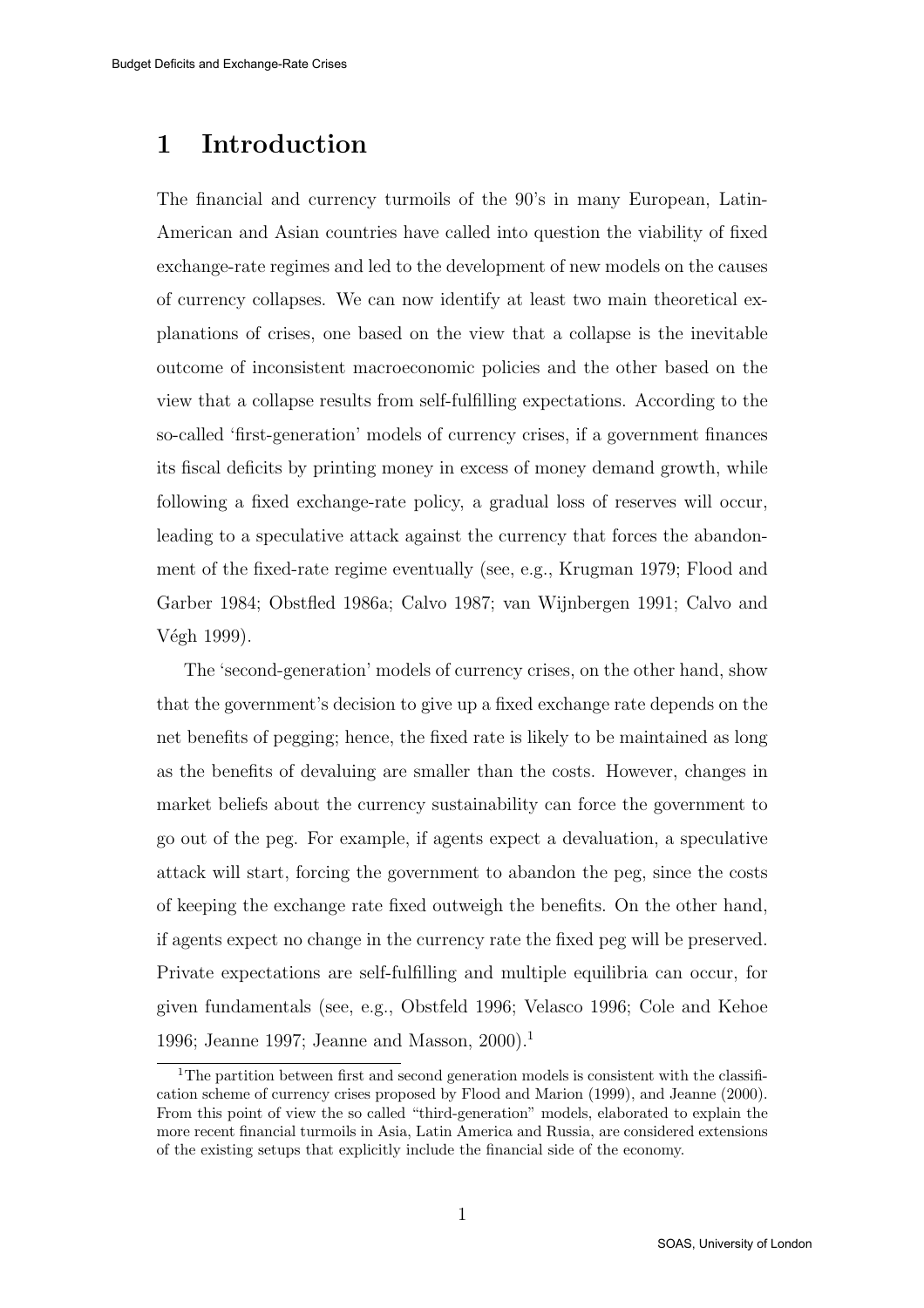# 1 Introduction

The financial and currency turmoils of the 90's in many European, Latin-American and Asian countries have called into question the viability of fixed exchange-rate regimes and led to the development of new models on the causes of currency collapses. We can now identify at least two main theoretical explanations of crises, one based on the view that a collapse is the inevitable outcome of inconsistent macroeconomic policies and the other based on the view that a collapse results from self-fulfilling expectations. According to the so-called 'first-generation' models of currency crises, if a government finances its fiscal deficits by printing money in excess of money demand growth, while following a fixed exchange-rate policy, a gradual loss of reserves will occur, leading to a speculative attack against the currency that forces the abandonment of the fixed-rate regime eventually (see, e.g., Krugman 1979; Flood and Garber 1984; Obstfled 1986a; Calvo 1987; van Wijnbergen 1991; Calvo and Végh 1999).

The 'second-generation' models of currency crises, on the other hand, show that the government's decision to give up a fixed exchange rate depends on the net benefits of pegging; hence, the fixed rate is likely to be maintained as long as the benefits of devaluing are smaller than the costs. However, changes in market beliefs about the currency sustainability can force the government to go out of the peg. For example, if agents expect a devaluation, a speculative attack will start, forcing the government to abandon the peg, since the costs of keeping the exchange rate fixed outweigh the benefits. On the other hand, if agents expect no change in the currency rate the fixed peg will be preserved. Private expectations are self-fulfilling and multiple equilibria can occur, for given fundamentals (see, e.g., Obstfeld 1996; Velasco 1996; Cole and Kehoe 1996; Jeanne 1997; Jeanne and Masson, 2000).[1]

[1] The partition between first and second generation models is consistent with the classification scheme of currency crises proposed by Flood and Marion (1999), and Jeanne (2000). From this point of view the so called "third-generation" models, elaborated to explain the more recent financial turmoils in Asia, Latin America and Russia, are considered extensions of the existing setups that explicitly include the financial side of the economy.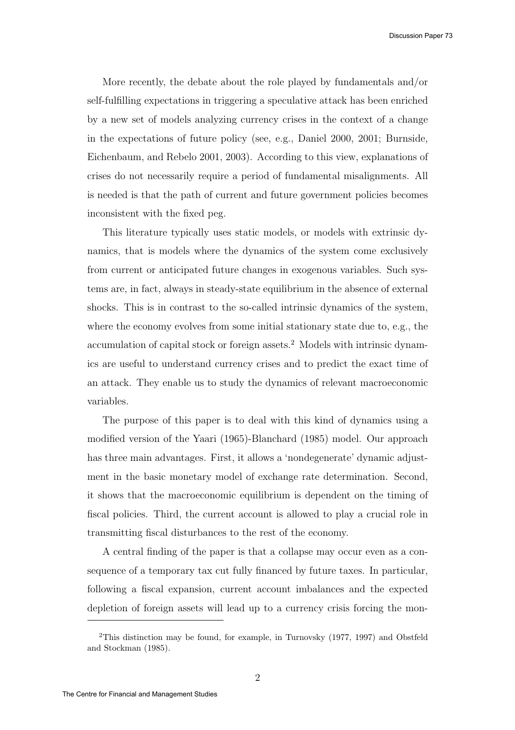More recently, the debate about the role played by fundamentals and/or self-fulfilling expectations in triggering a speculative attack has been enriched by a new set of models analyzing currency crises in the context of a change in the expectations of future policy (see, e.g., Daniel 2000, 2001; Burnside, Eichenbaum, and Rebelo 2001, 2003). According to this view, explanations of crises do not necessarily require a period of fundamental misalignments. All is needed is that the path of current and future government policies becomes inconsistent with the fixed peg.

This literature typically uses static models, or models with extrinsic dynamics, that is models where the dynamics of the system come exclusively from current or anticipated future changes in exogenous variables. Such systems are, in fact, always in steady-state equilibrium in the absence of external shocks. This is in contrast to the so-called intrinsic dynamics of the system, where the economy evolves from some initial stationary state due to, e.g., the accumulation of capital stock or foreign assets.[2] Models with intrinsic dynamics are useful to understand currency crises and to predict the exact time of an attack. They enable us to study the dynamics of relevant macroeconomic variables.

The purpose of this paper is to deal with this kind of dynamics using a modified version of the Yaari (1965)-Blanchard (1985) model. Our approach has three main advantages. First, it allows a 'nondegenerate' dynamic adjustment in the basic monetary model of exchange rate determination. Second, it shows that the macroeconomic equilibrium is dependent on the timing of fiscal policies. Third, the current account is allowed to play a crucial role in transmitting fiscal disturbances to the rest of the economy.

A central finding of the paper is that a collapse may occur even as a consequence of a temporary tax cut fully financed by future taxes. In particular, following a fiscal expansion, current account imbalances and the expected depletion of foreign assets will lead up to a currency crisis forcing the mon-

[2] This distinction may be found, for example, in Turnovsky (1977, 1997) and Obstfeld and Stockman (1985).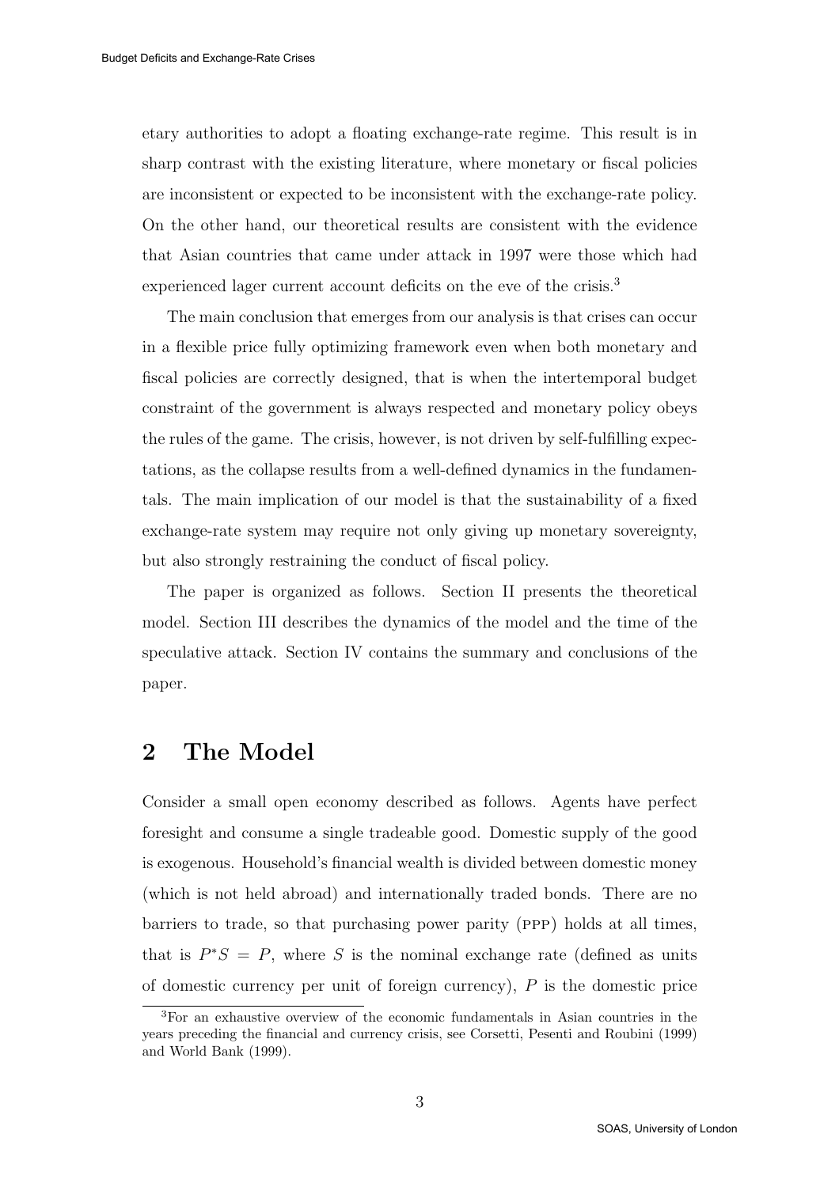etary authorities to adopt a floating exchange-rate regime. This result is in sharp contrast with the existing literature, where monetary or fiscal policies are inconsistent or expected to be inconsistent with the exchange-rate policy. On the other hand, our theoretical results are consistent with the evidence that Asian countries that came under attack in 1997 were those which had experienced lager current account deficits on the eve of the crisis.[3]

The main conclusion that emerges from our analysis is that crises can occur in a flexible price fully optimizing framework even when both monetary and fiscal policies are correctly designed, that is when the intertemporal budget constraint of the government is always respected and monetary policy obeys the rules of the game. The crisis, however, is not driven by self-fulfilling expectations, as the collapse results from a well-defined dynamics in the fundamentals. The main implication of our model is that the sustainability of a fixed exchange-rate system may require not only giving up monetary sovereignty, but also strongly restraining the conduct of fiscal policy.

The paper is organized as follows. Section II presents the theoretical model. Section III describes the dynamics of the model and the time of the speculative attack. Section IV contains the summary and conclusions of the paper.

## 2 The Model

Consider a small open economy described as follows. Agents have perfect foresight and consume a single tradeable good. Domestic supply of the good is exogenous. Household's financial wealth is divided between domestic money (which is not held abroad) and internationally traded bonds. There are no barriers to trade, so that purchasing power parity (PPP) holds at all times, that is $P^*S = P$, where $S$ is the nominal exchange rate (defined as units of domestic currency per unit of foreign currency), $P$ is the domestic price

[3]For an exhaustive overview of the economic fundamentals in Asian countries in the years preceding the financial and currency crisis, see Corsetti, Pesenti and Roubini (1999) and World Bank (1999).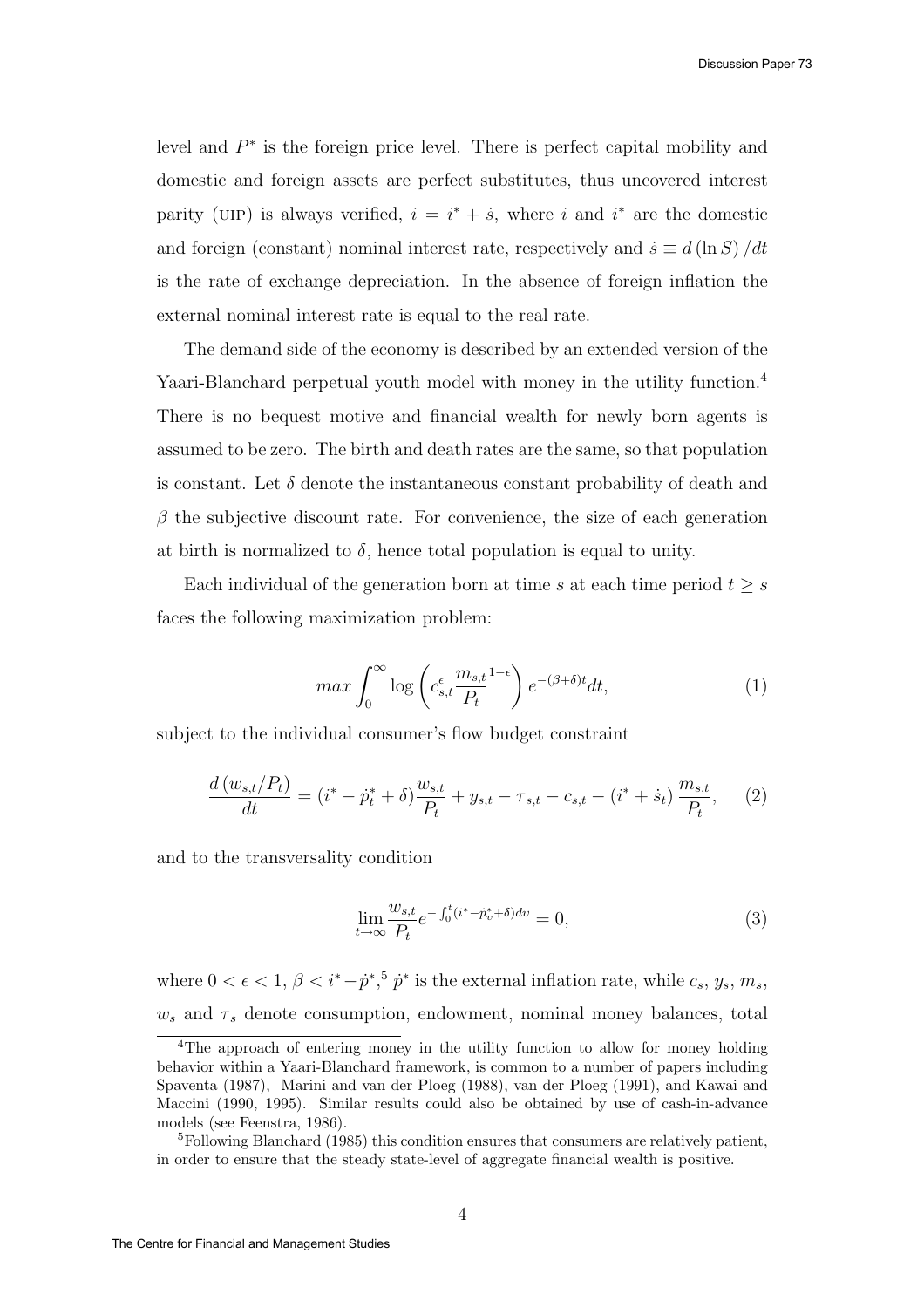level and $P^*$ is the foreign price level. There is perfect capital mobility and domestic and foreign assets are perfect substitutes, thus uncovered interest parity (UIP) is always verified, $i = i^* + \dot{s}$, where $i$ and $i^*$ are the domestic and foreign (constant) nominal interest rate, respectively and $\dot{s} \equiv d(\ln S)/dt$ is the rate of exchange depreciation. In the absence of foreign inflation the external nominal interest rate is equal to the real rate.

The demand side of the economy is described by an extended version of the Yaari-Blanchard perpetual youth model with money in the utility function.[4] There is no bequest motive and financial wealth for newly born agents is assumed to be zero. The birth and death rates are the same, so that population is constant. Let $\delta$ denote the instantaneous constant probability of death and $\beta$ the subjective discount rate. For convenience, the size of each generation at birth is normalized to $\delta$, hence total population is equal to unity.

Each individual of the generation born at time $s$ at each time period $t \geq s$ faces the following maximization problem:

$$max \int_0^\infty \log \left( c_{s,t}^\epsilon \frac{m_{s,t}}{P_t}^{1-\epsilon} \right) e^{-(\beta+\delta)t} dt, \tag{1}$$

subject to the individual consumer's flow budget constraint

$$\frac{d(w_{s,t}/P_t)}{dt} = (i^* - \dot{p}_t^* + \delta)\frac{w_{s,t}}{P_t} + y_{s,t} - \tau_{s,t} - c_{s,t} - (i^* + \dot{s}_t)\frac{m_{s,t}}{P_t}, \tag{2}$$

and to the transversality condition

$$\lim_{t\to\infty} \frac{w_{s,t}}{P_t} e^{-\int_0^t (i^* - \dot{p}_v^* + \delta) dv} = 0, \tag{3}$$

where $0 < \epsilon < 1$, $\beta < i^* - \dot{p}^*$,[5] $\dot{p}^*$ is the external inflation rate, while $c_s$, $y_s$, $m_s$, $w_s$ and $\tau_s$ denote consumption, endowment, nominal money balances, total

[4] The approach of entering money in the utility function to allow for money holding behavior within a Yaari-Blanchard framework, is common to a number of papers including Spaventa (1987), Marini and van der Ploeg (1988), van der Ploeg (1991), and Kawai and Maccini (1990, 1995). Similar results could also be obtained by use of cash-in-advance models (see Feenstra, 1986).

[5] Following Blanchard (1985) this condition ensures that consumers are relatively patient, in order to ensure that the steady state-level of aggregate financial wealth is positive.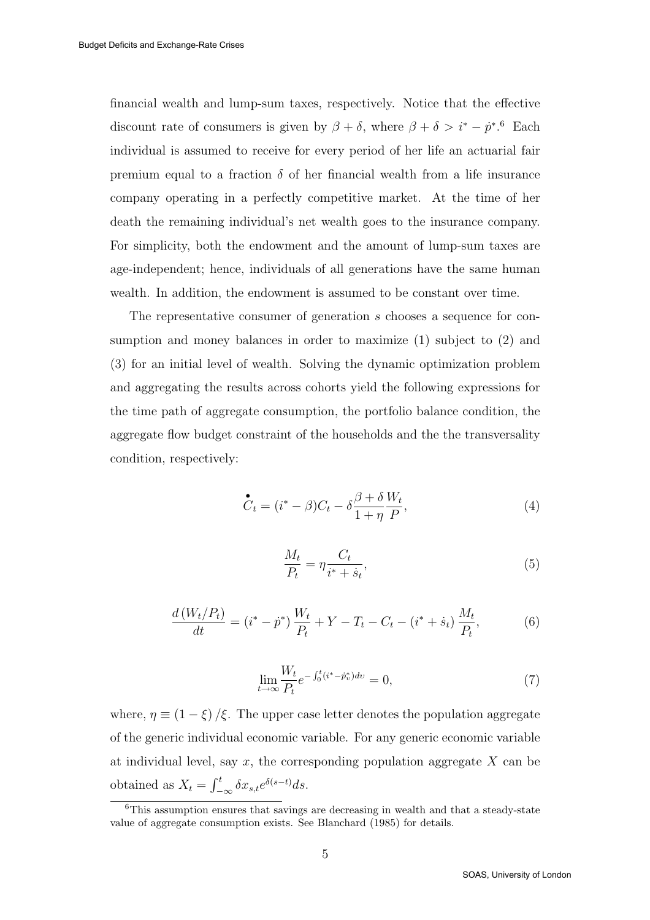financial wealth and lump-sum taxes, respectively. Notice that the effective discount rate of consumers is given by $\beta + \delta$, where $\beta + \delta > i^* - \dot{p}^*$.[6] Each individual is assumed to receive for every period of her life an actuarial fair premium equal to a fraction $\delta$ of her financial wealth from a life insurance company operating in a perfectly competitive market. At the time of her death the remaining individual's net wealth goes to the insurance company. For simplicity, both the endowment and the amount of lump-sum taxes are age-independent; hence, individuals of all generations have the same human wealth. In addition, the endowment is assumed to be constant over time.

The representative consumer of generation $s$ chooses a sequence for consumption and money balances in order to maximize (1) subject to (2) and (3) for an initial level of wealth. Solving the dynamic optimization problem and aggregating the results across cohorts yield the following expressions for the time path of aggregate consumption, the portfolio balance condition, the aggregate flow budget constraint of the households and the the transversality condition, respectively:

$$\dot{C}_t = (i^* - \beta)C_t - \delta \frac{\beta + \delta}{1 + \eta} \frac{W_t}{P}, \tag{4}$$

$$\frac{M_t}{P_t} = \eta \frac{C_t}{i^* + \dot{s}_t}, \tag{5}$$

$$\frac{d\left(W_t/P_t\right)}{dt} = \left(i^* - \dot{p}^*\right) \frac{W_t}{P_t} + Y - T_t - C_t - \left(i^* + \dot{s}_t\right) \frac{M_t}{P_t}, \tag{6}$$

$$\lim_{t \to \infty} \frac{W_t}{P_t} e^{-\int_0^t (i^* - \dot{p}^*_\upsilon) d\upsilon} = 0, \tag{7}$$

where, $\eta \equiv (1 - \xi)/\xi$. The upper case letter denotes the population aggregate of the generic individual economic variable. For any generic economic variable at individual level, say $x$, the corresponding population aggregate $X$ can be obtained as $X_t = \int_{-\infty}^{t} \delta x_{s,t} e^{\delta(s-t)} ds$.

[6] This assumption ensures that savings are decreasing in wealth and that a steady-state value of aggregate consumption exists. See Blanchard (1985) for details.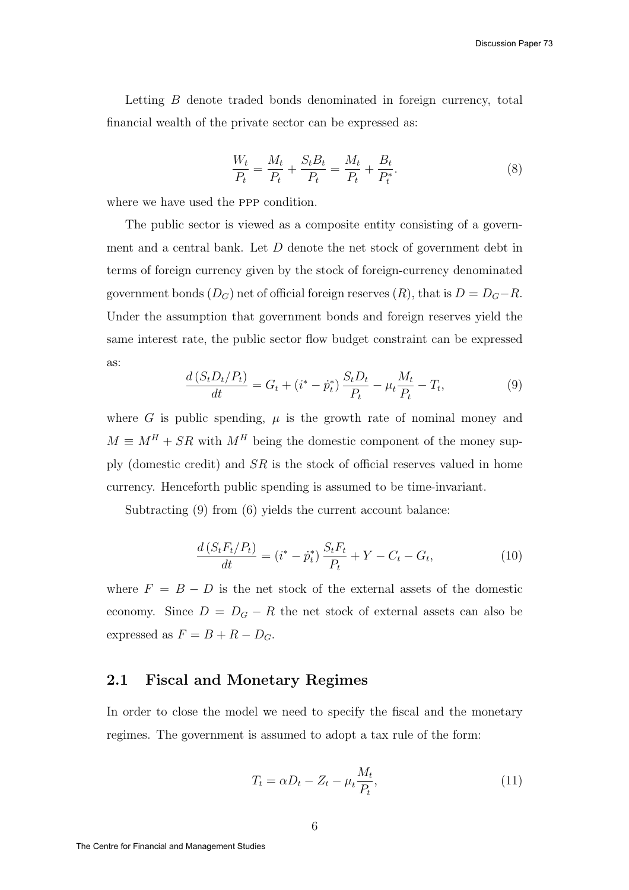Letting $B$ denote traded bonds denominated in foreign currency, total financial wealth of the private sector can be expressed as:

$$\frac{W_t}{P_t} = \frac{M_t}{P_t} + \frac{S_t B_t}{P_t} = \frac{M_t}{P_t} + \frac{B_t}{P_t^*}. \tag{8}$$

where we have used the PPP condition.

The public sector is viewed as a composite entity consisting of a government and a central bank. Let $D$ denote the net stock of government debt in terms of foreign currency given by the stock of foreign-currency denominated government bonds ($D_G$) net of official foreign reserves ($R$), that is $D = D_G - R$. Under the assumption that government bonds and foreign reserves yield the same interest rate, the public sector flow budget constraint can be expressed as:

$$\frac{d\left(S_t D_t / P_t\right)}{dt} = G_t + \left(i^* - \dot{p}_t^*\right) \frac{S_t D_t}{P_t} - \mu_t \frac{M_t}{P_t} - T_t, \tag{9}$$

where $G$ is public spending, $\mu$ is the growth rate of nominal money and $M \equiv M^H + SR$ with $M^H$ being the domestic component of the money supply (domestic credit) and $SR$ is the stock of official reserves valued in home currency. Henceforth public spending is assumed to be time-invariant.

Subtracting (9) from (6) yields the current account balance:

$$\frac{d\left(S_t F_t / P_t\right)}{dt} = \left(i^* - \dot{p}_t^*\right) \frac{S_t F_t}{P_t} + Y - C_t - G_t, \tag{10}$$

where $F = B - D$ is the net stock of the external assets of the domestic economy. Since $D = D_G - R$ the net stock of external assets can also be expressed as $F = B + R - D_G$.

## 2.1 Fiscal and Monetary Regimes

In order to close the model we need to specify the fiscal and the monetary regimes. The government is assumed to adopt a tax rule of the form:

$$T_t = \alpha D_t - Z_t - \mu_t \frac{M_t}{P_t}, \tag{11}$$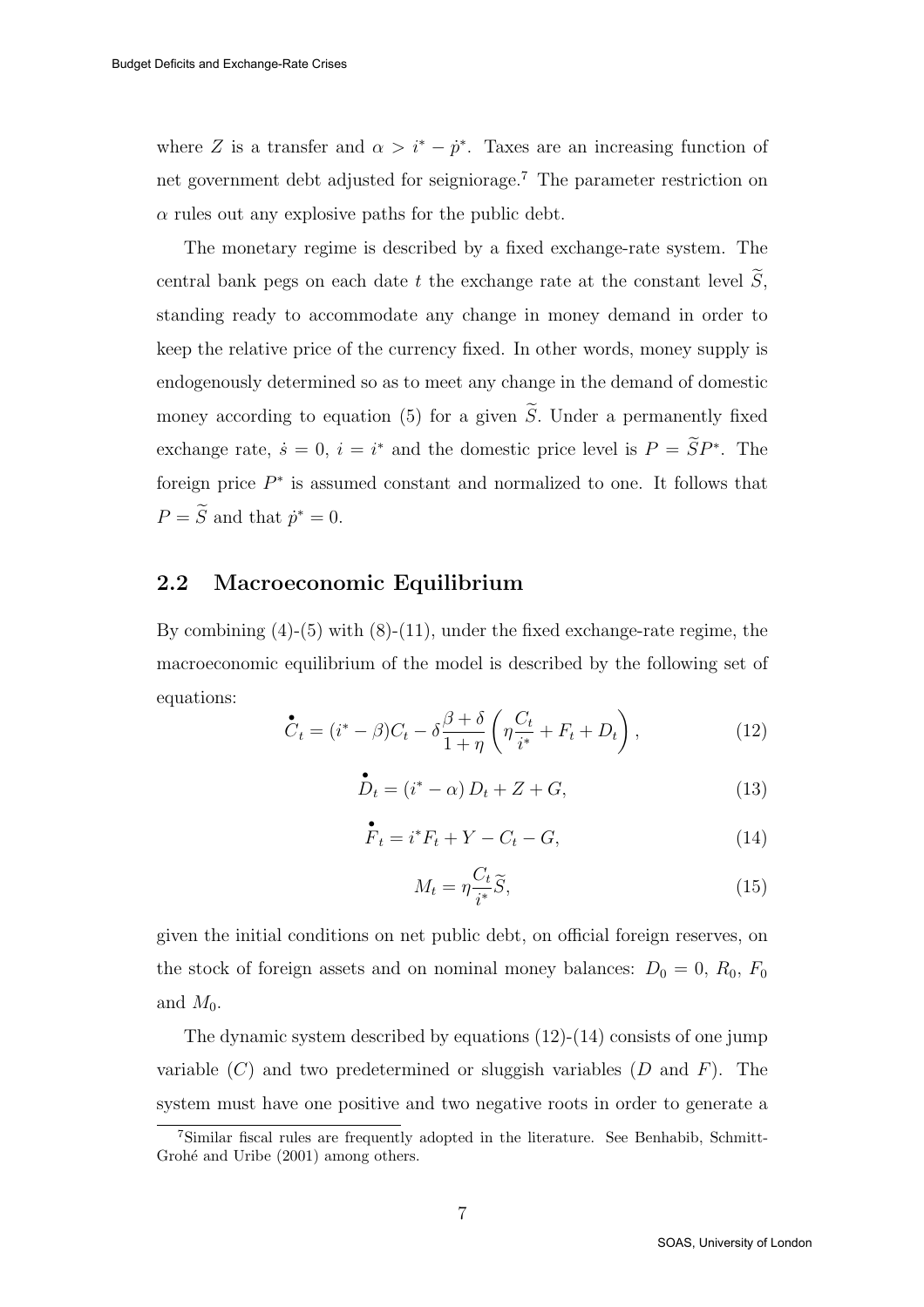where $Z$ is a transfer and $\alpha > i^* - \dot{p}^*$. Taxes are an increasing function of net government debt adjusted for seigniorage.[7] The parameter restriction on $\alpha$ rules out any explosive paths for the public debt.

The monetary regime is described by a fixed exchange-rate system. The central bank pegs on each date $t$ the exchange rate at the constant level $\widetilde{S}$, standing ready to accommodate any change in money demand in order to keep the relative price of the currency fixed. In other words, money supply is endogenously determined so as to meet any change in the demand of domestic money according to equation (5) for a given $\widetilde{S}$. Under a permanently fixed exchange rate, $\dot{s} = 0$, $i = i^*$ and the domestic price level is $P = \widetilde{S}P^*$. The foreign price $P^*$ is assumed constant and normalized to one. It follows that $P = \widetilde{S}$ and that $\dot{p}^* = 0$.

## 2.2 Macroeconomic Equilibrium

By combining (4)-(5) with (8)-(11), under the fixed exchange-rate regime, the macroeconomic equilibrium of the model is described by the following set of equations:

$$\overset{\bullet}{C}_t = (i^* - \beta)C_t - \delta\frac{\beta + \delta}{1 + \eta}\left(\eta\frac{C_t}{i^*} + F_t + D_t\right), \tag{12}$$

$$\overset{\bullet}{D}_t = (i^* - \alpha)\, D_t + Z + G, \tag{13}$$

$$\overset{\bullet}{F}_t = i^* F_t + Y - C_t - G, \tag{14}$$

$$M_t = \eta\frac{C_t}{i^*}\widetilde{S}, \tag{15}$$

given the initial conditions on net public debt, on official foreign reserves, on the stock of foreign assets and on nominal money balances: $D_0 = 0$, $R_0$, $F_0$ and $M_0$.

The dynamic system described by equations (12)-(14) consists of one jump variable ($C$) and two predetermined or sluggish variables ($D$ and $F$). The system must have one positive and two negative roots in order to generate a

[7] Similar fiscal rules are frequently adopted in the literature. See Benhabib, Schmitt-Grohé and Uribe (2001) among others.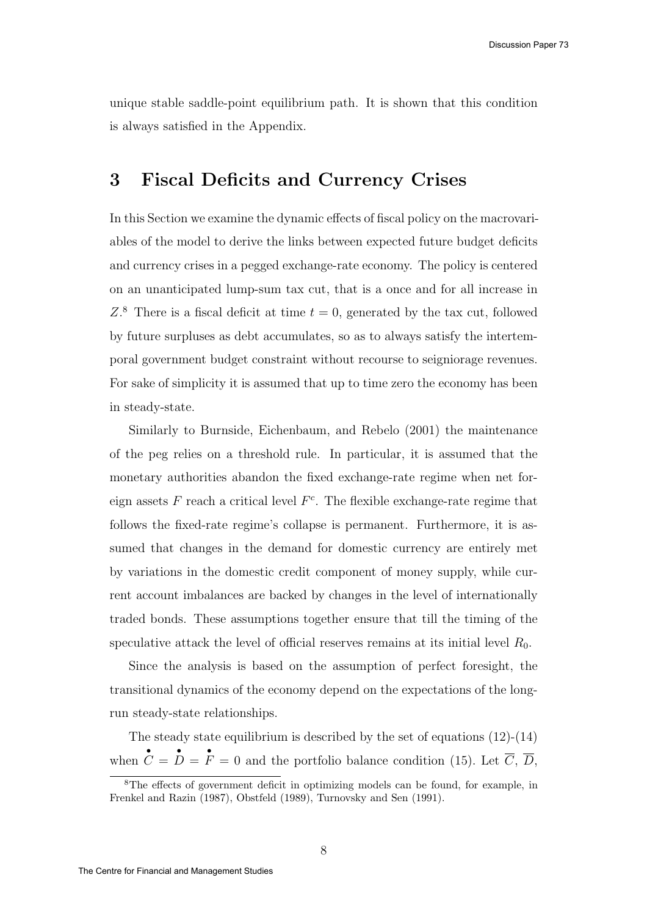unique stable saddle-point equilibrium path. It is shown that this condition is always satisfied in the Appendix.

# 3 Fiscal Deficits and Currency Crises

In this Section we examine the dynamic effects of fiscal policy on the macrovariables of the model to derive the links between expected future budget deficits and currency crises in a pegged exchange-rate economy. The policy is centered on an unanticipated lump-sum tax cut, that is a once and for all increase in $Z$.[8] There is a fiscal deficit at time $t = 0$, generated by the tax cut, followed by future surpluses as debt accumulates, so as to always satisfy the intertemporal government budget constraint without recourse to seigniorage revenues. For sake of simplicity it is assumed that up to time zero the economy has been in steady-state.

Similarly to Burnside, Eichenbaum, and Rebelo (2001) the maintenance of the peg relies on a threshold rule. In particular, it is assumed that the monetary authorities abandon the fixed exchange-rate regime when net foreign assets $F$ reach a critical level $F^c$. The flexible exchange-rate regime that follows the fixed-rate regime's collapse is permanent. Furthermore, it is assumed that changes in the demand for domestic currency are entirely met by variations in the domestic credit component of money supply, while current account imbalances are backed by changes in the level of internationally traded bonds. These assumptions together ensure that till the timing of the speculative attack the level of official reserves remains at its initial level $R_0$.

Since the analysis is based on the assumption of perfect foresight, the transitional dynamics of the economy depend on the expectations of the long-run steady-state relationships.

The steady state equilibrium is described by the set of equations (12)-(14) when $\dot{C} = \dot{D} = \dot{F} = 0$ and the portfolio balance condition (15). Let $\overline{C}$, $\overline{D}$,

[8] The effects of government deficit in optimizing models can be found, for example, in Frenkel and Razin (1987), Obstfeld (1989), Turnovsky and Sen (1991).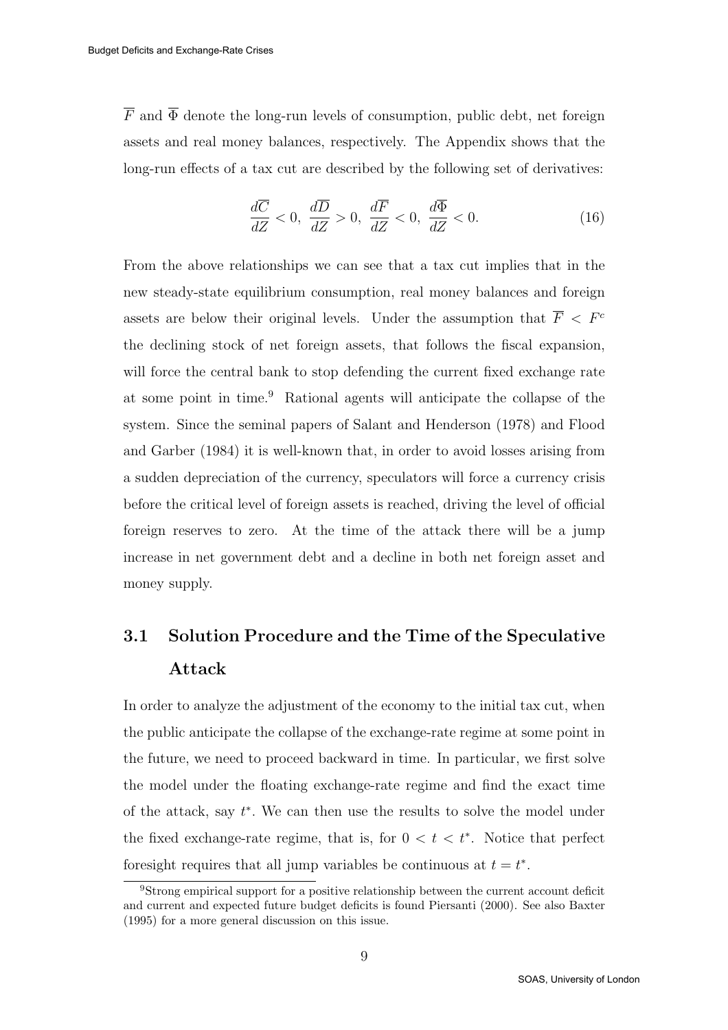$\overline{F}$ and $\overline{\Phi}$ denote the long-run levels of consumption, public debt, net foreign assets and real money balances, respectively. The Appendix shows that the long-run effects of a tax cut are described by the following set of derivatives:

$$\frac{d\overline{C}}{dZ} < 0, \; \frac{d\overline{D}}{dZ} > 0, \; \frac{d\overline{F}}{dZ} < 0, \; \frac{d\overline{\Phi}}{dZ} < 0. \tag{16}$$

From the above relationships we can see that a tax cut implies that in the new steady-state equilibrium consumption, real money balances and foreign assets are below their original levels. Under the assumption that $\overline{F} < F^c$ the declining stock of net foreign assets, that follows the fiscal expansion, will force the central bank to stop defending the current fixed exchange rate at some point in time.[9] Rational agents will anticipate the collapse of the system. Since the seminal papers of Salant and Henderson (1978) and Flood and Garber (1984) it is well-known that, in order to avoid losses arising from a sudden depreciation of the currency, speculators will force a currency crisis before the critical level of foreign assets is reached, driving the level of official foreign reserves to zero. At the time of the attack there will be a jump increase in net government debt and a decline in both net foreign asset and money supply.

## 3.1 Solution Procedure and the Time of the Speculative Attack

In order to analyze the adjustment of the economy to the initial tax cut, when the public anticipate the collapse of the exchange-rate regime at some point in the future, we need to proceed backward in time. In particular, we first solve the model under the floating exchange-rate regime and find the exact time of the attack, say $t^*$. We can then use the results to solve the model under the fixed exchange-rate regime, that is, for $0 < t < t^*$. Notice that perfect foresight requires that all jump variables be continuous at $t = t^*$.

[9] Strong empirical support for a positive relationship between the current account deficit and current and expected future budget deficits is found Piersanti (2000). See also Baxter (1995) for a more general discussion on this issue.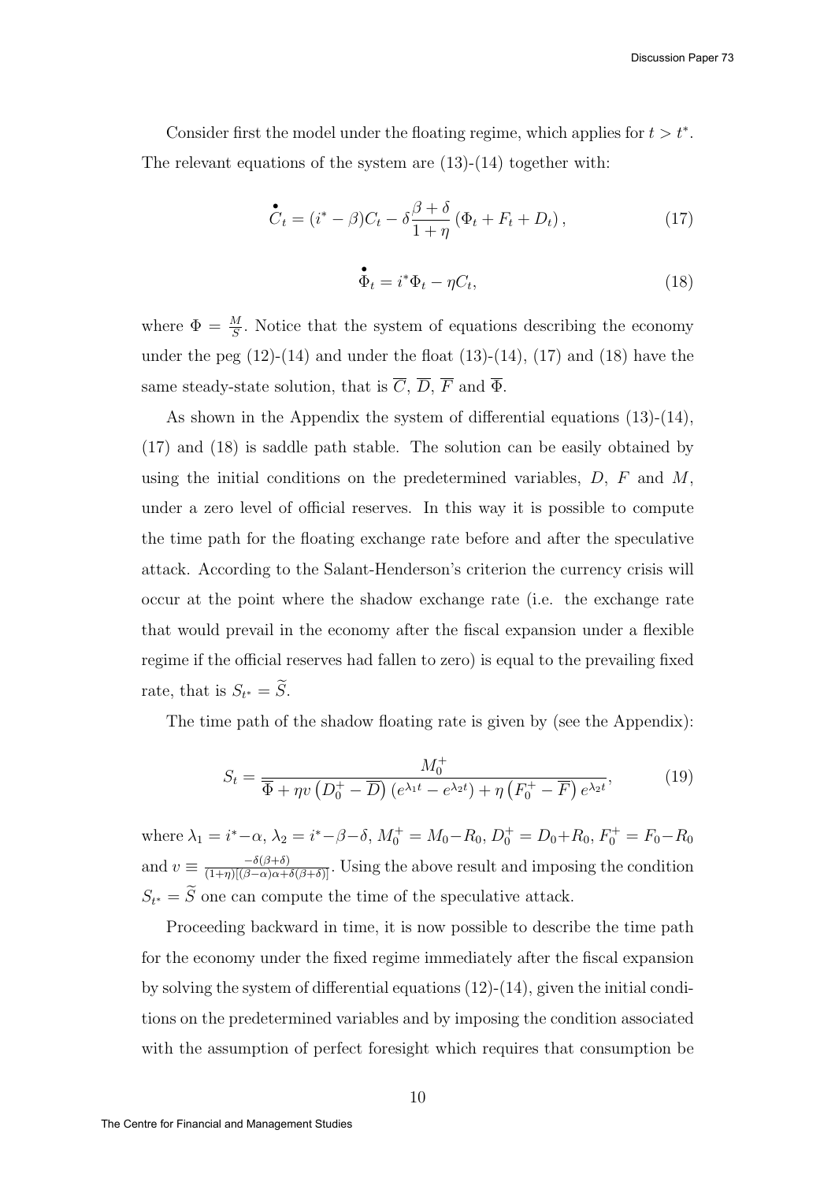Consider first the model under the floating regime, which applies for $t > t^*$. The relevant equations of the system are (13)-(14) together with:

$$\overset{\bullet}{C}_t = (i^* - \beta)C_t - \delta\frac{\beta + \delta}{1 + \eta}\left(\Phi_t + F_t + D_t\right), \tag{17}$$

$$\overset{\bullet}{\Phi}_t = i^*\Phi_t - \eta C_t, \tag{18}$$

where $\Phi = \frac{M}{S}$. Notice that the system of equations describing the economy under the peg (12)-(14) and under the float (13)-(14), (17) and (18) have the same steady-state solution, that is $\overline{C}$, $\overline{D}$, $\overline{F}$ and $\overline{\Phi}$.

As shown in the Appendix the system of differential equations (13)-(14), (17) and (18) is saddle path stable. The solution can be easily obtained by using the initial conditions on the predetermined variables, $D$, $F$ and $M$, under a zero level of official reserves. In this way it is possible to compute the time path for the floating exchange rate before and after the speculative attack. According to the Salant-Henderson's criterion the currency crisis will occur at the point where the shadow exchange rate (i.e. the exchange rate that would prevail in the economy after the fiscal expansion under a flexible regime if the official reserves had fallen to zero) is equal to the prevailing fixed rate, that is $S_{t^*} = \widetilde{S}$.

The time path of the shadow floating rate is given by (see the Appendix):

$$S_t = \frac{M_0^+}{\overline{\Phi} + \eta\upsilon\left(D_0^+ - \overline{D}\right)\left(e^{\lambda_1 t} - e^{\lambda_2 t}\right) + \eta\left(F_0^+ - \overline{F}\right)e^{\lambda_2 t}}, \tag{19}$$

where $\lambda_1 = i^* - \alpha$, $\lambda_2 = i^* - \beta - \delta$, $M_0^+ = M_0 - R_0$, $D_0^+ = D_0 + R_0$, $F_0^+ = F_0 - R_0$ and $\upsilon \equiv \frac{-\delta(\beta+\delta)}{(1+\eta)[(\beta-\alpha)\alpha+\delta(\beta+\delta)]}$. Using the above result and imposing the condition $S_{t^*} = \widetilde{S}$ one can compute the time of the speculative attack.

Proceeding backward in time, it is now possible to describe the time path for the economy under the fixed regime immediately after the fiscal expansion by solving the system of differential equations (12)-(14), given the initial conditions on the predetermined variables and by imposing the condition associated with the assumption of perfect foresight which requires that consumption be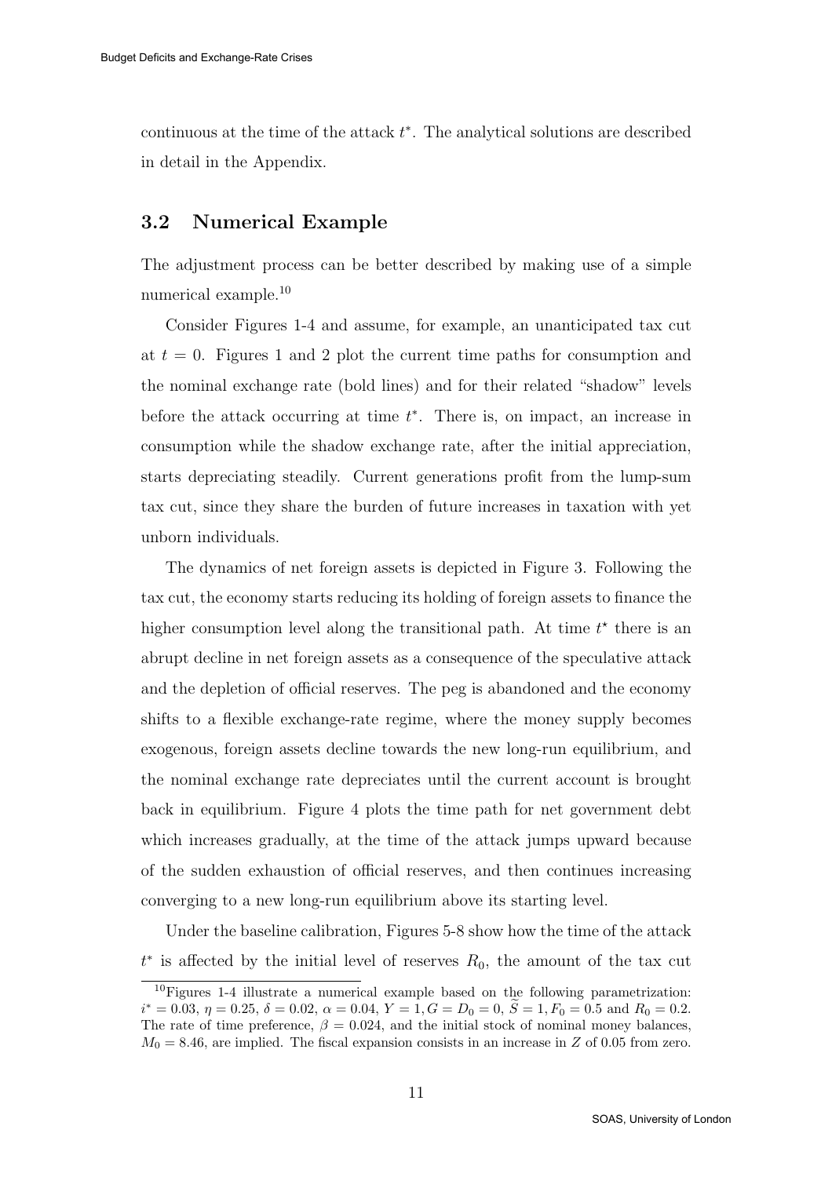continuous at the time of the attack $t^*$. The analytical solutions are described in detail in the Appendix.

### 3.2 Numerical Example

The adjustment process can be better described by making use of a simple numerical example.[10]

Consider Figures 1-4 and assume, for example, an unanticipated tax cut at $t = 0$. Figures 1 and 2 plot the current time paths for consumption and the nominal exchange rate (bold lines) and for their related "shadow" levels before the attack occurring at time $t^*$. There is, on impact, an increase in consumption while the shadow exchange rate, after the initial appreciation, starts depreciating steadily. Current generations profit from the lump-sum tax cut, since they share the burden of future increases in taxation with yet unborn individuals.

The dynamics of net foreign assets is depicted in Figure 3. Following the tax cut, the economy starts reducing its holding of foreign assets to finance the higher consumption level along the transitional path. At time $t^\star$ there is an abrupt decline in net foreign assets as a consequence of the speculative attack and the depletion of official reserves. The peg is abandoned and the economy shifts to a flexible exchange-rate regime, where the money supply becomes exogenous, foreign assets decline towards the new long-run equilibrium, and the nominal exchange rate depreciates until the current account is brought back in equilibrium. Figure 4 plots the time path for net government debt which increases gradually, at the time of the attack jumps upward because of the sudden exhaustion of official reserves, and then continues increasing converging to a new long-run equilibrium above its starting level.

Under the baseline calibration, Figures 5-8 show how the time of the attack $t^*$ is affected by the initial level of reserves $R_0$, the amount of the tax cut

[10] Figures 1-4 illustrate a numerical example based on the following parametrization: $i^* = 0.03$, $\eta = 0.25$, $\delta = 0.02$, $\alpha = 0.04$, $Y = 1, G = D_0 = 0$, $\widetilde{S} = 1, F_0 = 0.5$ and $R_0 = 0.2$. The rate of time preference, $\beta = 0.024$, and the initial stock of nominal money balances, $M_0 = 8.46$, are implied. The fiscal expansion consists in an increase in $Z$ of 0.05 from zero.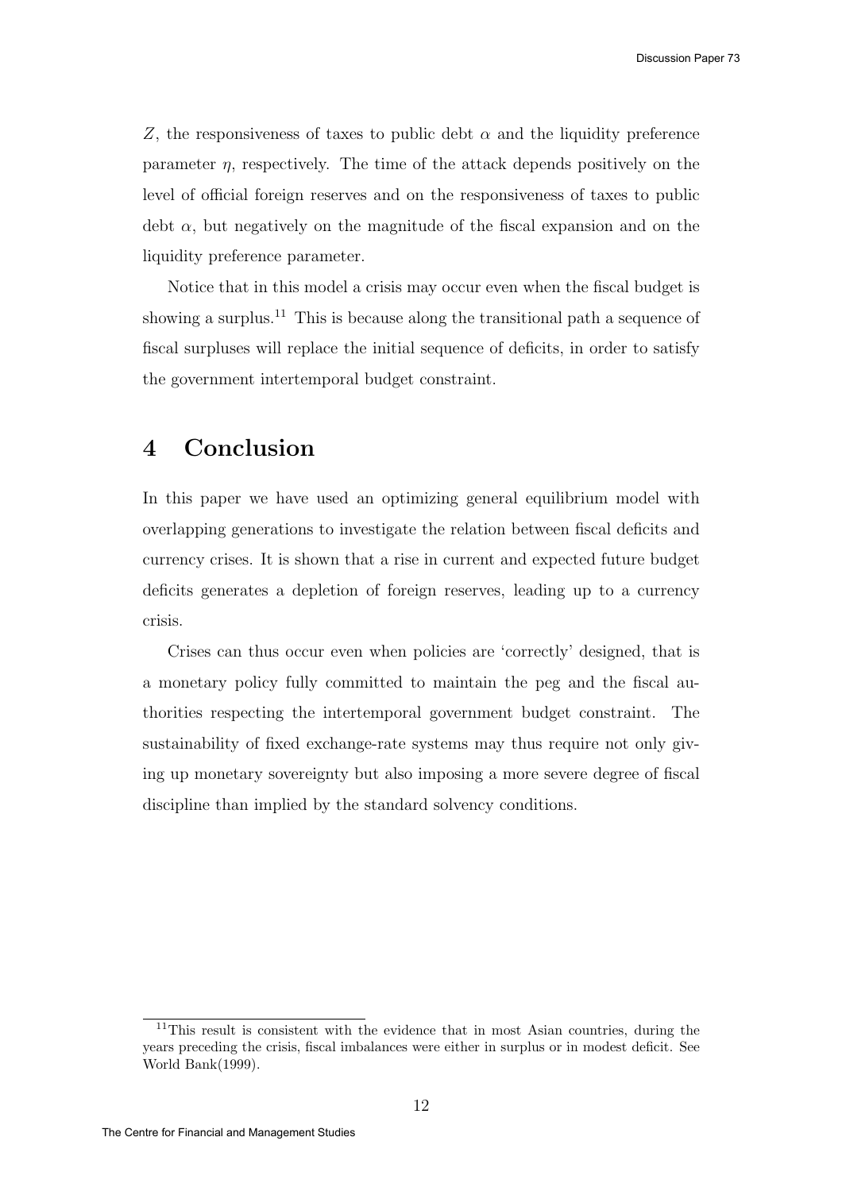$Z$, the responsiveness of taxes to public debt $\alpha$ and the liquidity preference parameter $\eta$, respectively. The time of the attack depends positively on the level of official foreign reserves and on the responsiveness of taxes to public debt $\alpha$, but negatively on the magnitude of the fiscal expansion and on the liquidity preference parameter.

Notice that in this model a crisis may occur even when the fiscal budget is showing a surplus.[11] This is because along the transitional path a sequence of fiscal surpluses will replace the initial sequence of deficits, in order to satisfy the government intertemporal budget constraint.

# 4 Conclusion

In this paper we have used an optimizing general equilibrium model with overlapping generations to investigate the relation between fiscal deficits and currency crises. It is shown that a rise in current and expected future budget deficits generates a depletion of foreign reserves, leading up to a currency crisis.

Crises can thus occur even when policies are 'correctly' designed, that is a monetary policy fully committed to maintain the peg and the fiscal authorities respecting the intertemporal government budget constraint. The sustainability of fixed exchange-rate systems may thus require not only giving up monetary sovereignty but also imposing a more severe degree of fiscal discipline than implied by the standard solvency conditions.

[11] This result is consistent with the evidence that in most Asian countries, during the years preceding the crisis, fiscal imbalances were either in surplus or in modest deficit. See World Bank(1999).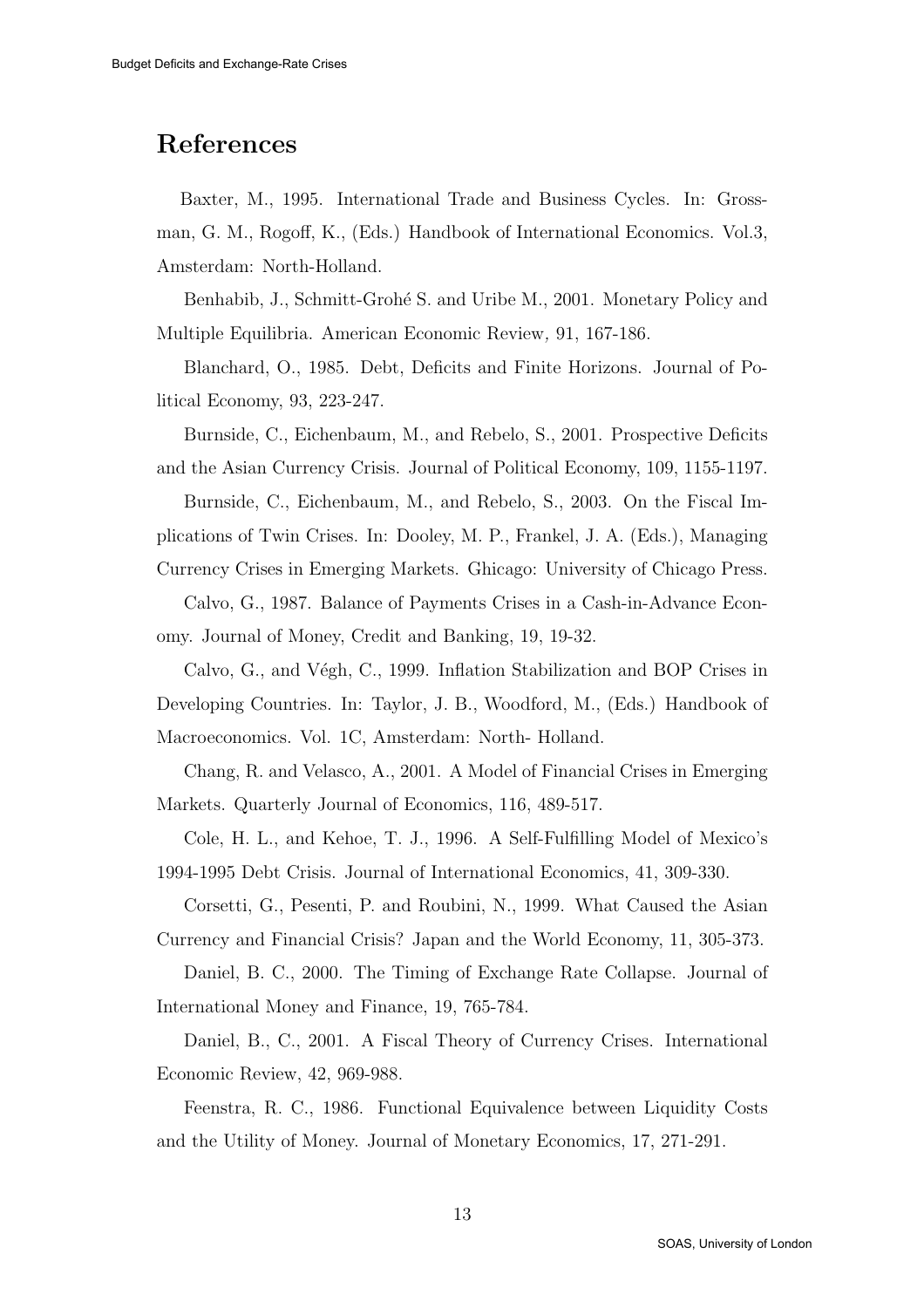# References

Baxter, M., 1995. International Trade and Business Cycles. In: Grossman, G. M., Rogoff, K., (Eds.) Handbook of International Economics. Vol.3, Amsterdam: North-Holland.

Benhabib, J., Schmitt-Grohé S. and Uribe M., 2001. Monetary Policy and Multiple Equilibria. American Economic Review, 91, 167-186.

Blanchard, O., 1985. Debt, Deficits and Finite Horizons. Journal of Political Economy, 93, 223-247.

Burnside, C., Eichenbaum, M., and Rebelo, S., 2001. Prospective Deficits and the Asian Currency Crisis. Journal of Political Economy, 109, 1155-1197.

Burnside, C., Eichenbaum, M., and Rebelo, S., 2003. On the Fiscal Implications of Twin Crises. In: Dooley, M. P., Frankel, J. A. (Eds.), Managing Currency Crises in Emerging Markets. Ghicago: University of Chicago Press.

Calvo, G., 1987. Balance of Payments Crises in a Cash-in-Advance Economy. Journal of Money, Credit and Banking, 19, 19-32.

Calvo, G., and Végh, C., 1999. Inflation Stabilization and BOP Crises in Developing Countries. In: Taylor, J. B., Woodford, M., (Eds.) Handbook of Macroeconomics. Vol. 1C, Amsterdam: North- Holland.

Chang, R. and Velasco, A., 2001. A Model of Financial Crises in Emerging Markets. Quarterly Journal of Economics, 116, 489-517.

Cole, H. L., and Kehoe, T. J., 1996. A Self-Fulfilling Model of Mexico's 1994-1995 Debt Crisis. Journal of International Economics, 41, 309-330.

Corsetti, G., Pesenti, P. and Roubini, N., 1999. What Caused the Asian Currency and Financial Crisis? Japan and the World Economy, 11, 305-373.

Daniel, B. C., 2000. The Timing of Exchange Rate Collapse. Journal of International Money and Finance, 19, 765-784.

Daniel, B., C., 2001. A Fiscal Theory of Currency Crises. International Economic Review, 42, 969-988.

Feenstra, R. C., 1986. Functional Equivalence between Liquidity Costs and the Utility of Money. Journal of Monetary Economics, 17, 271-291.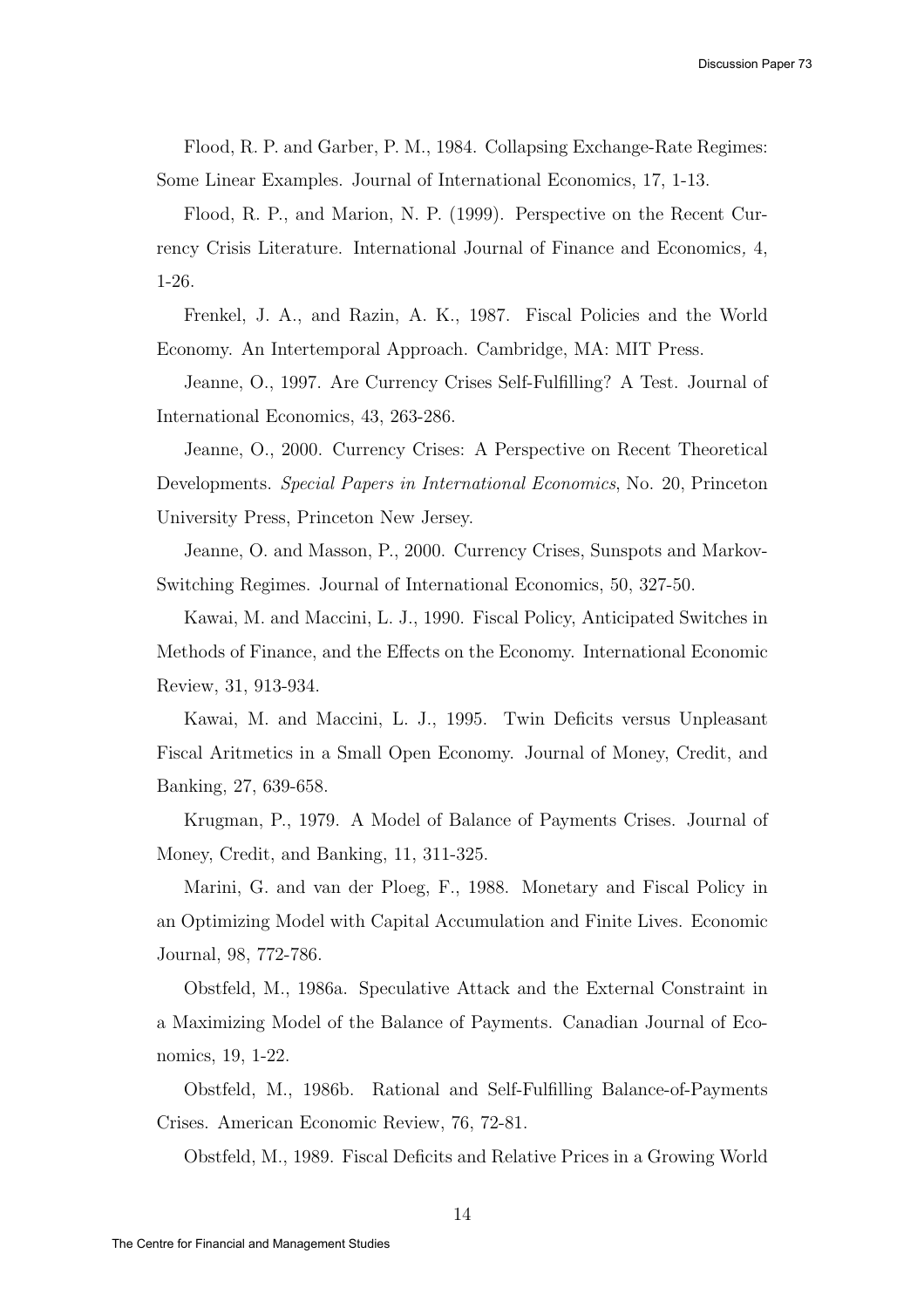Flood, R. P. and Garber, P. M., 1984. Collapsing Exchange-Rate Regimes: Some Linear Examples. Journal of International Economics, 17, 1-13.

Flood, R. P., and Marion, N. P. (1999). Perspective on the Recent Currency Crisis Literature. International Journal of Finance and Economics, 4, 1-26.

Frenkel, J. A., and Razin, A. K., 1987. Fiscal Policies and the World Economy. An Intertemporal Approach. Cambridge, MA: MIT Press.

Jeanne, O., 1997. Are Currency Crises Self-Fulfilling? A Test. Journal of International Economics, 43, 263-286.

Jeanne, O., 2000. Currency Crises: A Perspective on Recent Theoretical Developments. *Special Papers in International Economics*, No. 20, Princeton University Press, Princeton New Jersey.

Jeanne, O. and Masson, P., 2000. Currency Crises, Sunspots and Markov-Switching Regimes. Journal of International Economics, 50, 327-50.

Kawai, M. and Maccini, L. J., 1990. Fiscal Policy, Anticipated Switches in Methods of Finance, and the Effects on the Economy. International Economic Review, 31, 913-934.

Kawai, M. and Maccini, L. J., 1995. Twin Deficits versus Unpleasant Fiscal Aritmetics in a Small Open Economy. Journal of Money, Credit, and Banking, 27, 639-658.

Krugman, P., 1979. A Model of Balance of Payments Crises. Journal of Money, Credit, and Banking, 11, 311-325.

Marini, G. and van der Ploeg, F., 1988. Monetary and Fiscal Policy in an Optimizing Model with Capital Accumulation and Finite Lives. Economic Journal, 98, 772-786.

Obstfeld, M., 1986a. Speculative Attack and the External Constraint in a Maximizing Model of the Balance of Payments. Canadian Journal of Economics, 19, 1-22.

Obstfeld, M., 1986b. Rational and Self-Fulfilling Balance-of-Payments Crises. American Economic Review, 76, 72-81.

Obstfeld, M., 1989. Fiscal Deficits and Relative Prices in a Growing World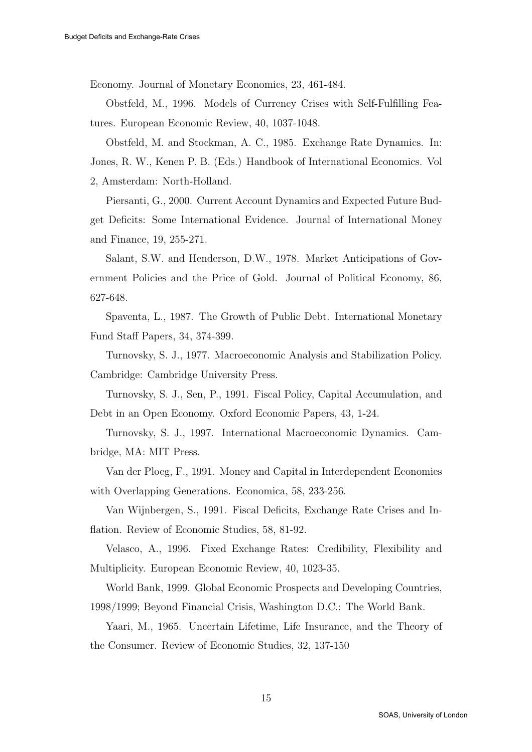Economy. Journal of Monetary Economics, 23, 461-484.

Obstfeld, M., 1996. Models of Currency Crises with Self-Fulfilling Features. European Economic Review, 40, 1037-1048.

Obstfeld, M. and Stockman, A. C., 1985. Exchange Rate Dynamics. In: Jones, R. W., Kenen P. B. (Eds.) Handbook of International Economics. Vol 2, Amsterdam: North-Holland.

Piersanti, G., 2000. Current Account Dynamics and Expected Future Budget Deficits: Some International Evidence. Journal of International Money and Finance, 19, 255-271.

Salant, S.W. and Henderson, D.W., 1978. Market Anticipations of Government Policies and the Price of Gold. Journal of Political Economy, 86, 627-648.

Spaventa, L., 1987. The Growth of Public Debt. International Monetary Fund Staff Papers, 34, 374-399.

Turnovsky, S. J., 1977. Macroeconomic Analysis and Stabilization Policy. Cambridge: Cambridge University Press.

Turnovsky, S. J., Sen, P., 1991. Fiscal Policy, Capital Accumulation, and Debt in an Open Economy. Oxford Economic Papers, 43, 1-24.

Turnovsky, S. J., 1997. International Macroeconomic Dynamics. Cambridge, MA: MIT Press.

Van der Ploeg, F., 1991. Money and Capital in Interdependent Economies with Overlapping Generations. Economica, 58, 233-256.

Van Wijnbergen, S., 1991. Fiscal Deficits, Exchange Rate Crises and Inflation. Review of Economic Studies, 58, 81-92.

Velasco, A., 1996. Fixed Exchange Rates: Credibility, Flexibility and Multiplicity. European Economic Review, 40, 1023-35.

World Bank, 1999. Global Economic Prospects and Developing Countries, 1998/1999; Beyond Financial Crisis, Washington D.C.: The World Bank.

Yaari, M., 1965. Uncertain Lifetime, Life Insurance, and the Theory of the Consumer. Review of Economic Studies, 32, 137-150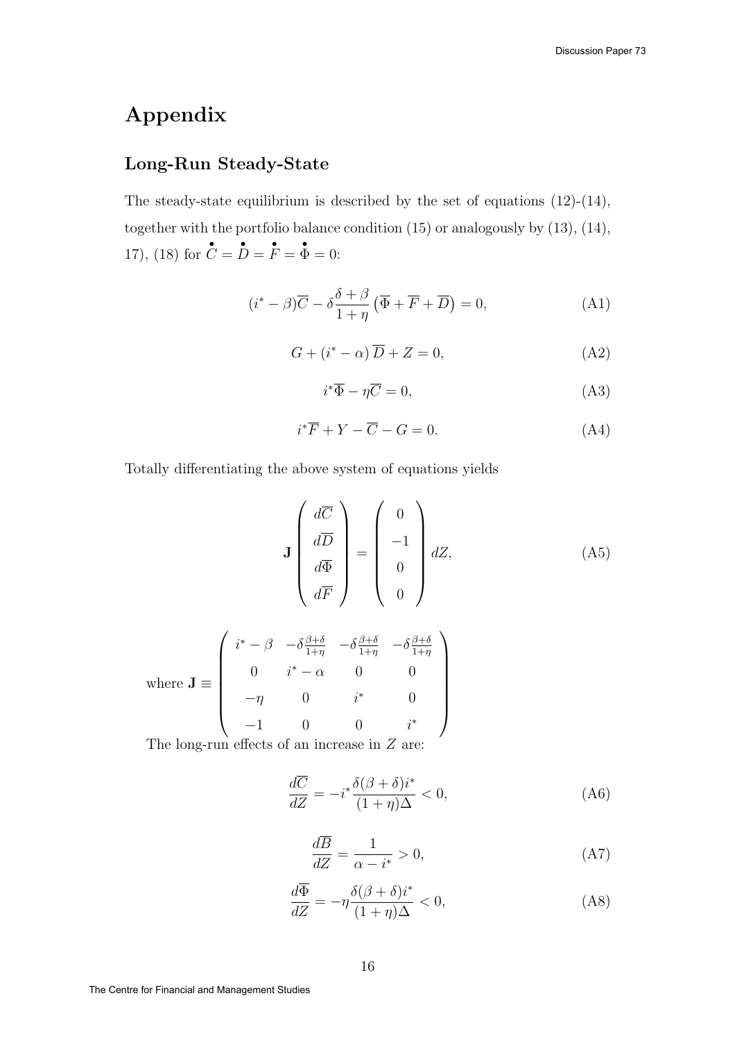# Appendix

## Long-Run Steady-State

The steady-state equilibrium is described by the set of equations (12)-(14), together with the portfolio balance condition (15) or analogously by (13), (14), 17), (18) for $\overset{\bullet}{C} = \overset{\bullet}{D} = \overset{\bullet}{F} = \overset{\bullet}{\Phi} = 0$:

$$(i^* - \beta)\overline{C} - \delta \frac{\delta + \beta}{1 + \eta} \left( \overline{\Phi} + \overline{F} + \overline{D} \right) = 0, \tag{A1}$$

$$G + (i^* - \alpha)\, \overline{D} + Z = 0, \tag{A2}$$

$$i^* \overline{\Phi} - \eta \overline{C} = 0, \tag{A3}$$

$$i^* \overline{F} + Y - \overline{C} - G = 0. \tag{A4}$$

Totally differentiating the above system of equations yields

$$\mathbf{J} \begin{pmatrix} d\overline{C} \\ d\overline{D} \\ d\overline{\Phi} \\ d\overline{F} \end{pmatrix} = \begin{pmatrix} 0 \\ -1 \\ 0 \\ 0 \end{pmatrix} dZ, \tag{A5}$$

$$\text{where } \mathbf{J} \equiv \begin{pmatrix} i^* - \beta & -\delta \frac{\beta+\delta}{1+\eta} & -\delta \frac{\beta+\delta}{1+\eta} & -\delta \frac{\beta+\delta}{1+\eta} \\ 0 & i^* - \alpha & 0 & 0 \\ -\eta & 0 & i^* & 0 \\ -1 & 0 & 0 & i^* \end{pmatrix}$$

The long-run effects of an increase in $Z$ are:

$$\frac{d\overline{C}}{dZ} = -i^* \frac{\delta(\beta + \delta) i^*}{(1 + \eta)\Delta} < 0, \tag{A6}$$

$$\frac{d\overline{B}}{dZ} = \frac{1}{\alpha - i^*} > 0, \tag{A7}$$

$$\frac{d\overline{\Phi}}{dZ} = -\eta \frac{\delta(\beta + \delta) i^*}{(1 + \eta)\Delta} < 0, \tag{A8}$$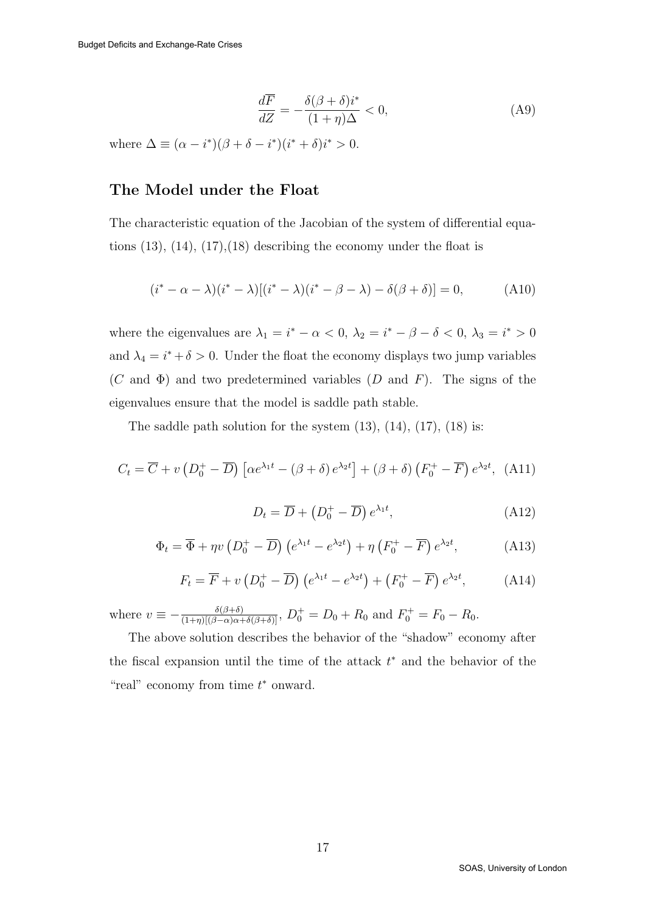$$\frac{d\overline{F}}{dZ} = -\frac{\delta(\beta+\delta)i^*}{(1+\eta)\Delta} < 0, \tag{A9}$$

where $\Delta \equiv (\alpha - i^*)(\beta + \delta - i^*)(i^* + \delta)i^* > 0$.

## The Model under the Float

The characteristic equation of the Jacobian of the system of differential equations (13), (14), (17),(18) describing the economy under the float is

$$(i^* - \alpha - \lambda)(i^* - \lambda)[(i^* - \lambda)(i^* - \beta - \lambda) - \delta(\beta + \delta)] = 0, \tag{A10}$$

where the eigenvalues are $\lambda_1 = i^* - \alpha < 0$, $\lambda_2 = i^* - \beta - \delta < 0$, $\lambda_3 = i^* > 0$ and $\lambda_4 = i^* + \delta > 0$. Under the float the economy displays two jump variables ($C$ and $\Phi$) and two predetermined variables ($D$ and $F$). The signs of the eigenvalues ensure that the model is saddle path stable.

The saddle path solution for the system (13), (14), (17), (18) is:

$$C_t = \overline{C} + v\left(D_0^+ - \overline{D}\right)\left[\alpha e^{\lambda_1 t} - (\beta+\delta)\, e^{\lambda_2 t}\right] + (\beta+\delta)\left(F_0^+ - \overline{F}\right)e^{\lambda_2 t}, \tag{A11}$$

$$D_t = \overline{D} + \left(D_0^+ - \overline{D}\right)e^{\lambda_1 t}, \tag{A12}$$

$$\Phi_t = \overline{\Phi} + \eta v\left(D_0^+ - \overline{D}\right)\left(e^{\lambda_1 t} - e^{\lambda_2 t}\right) + \eta\left(F_0^+ - \overline{F}\right)e^{\lambda_2 t}, \tag{A13}$$

$$F_t = \overline{F} + v\left(D_0^+ - \overline{D}\right)\left(e^{\lambda_1 t} - e^{\lambda_2 t}\right) + \left(F_0^+ - \overline{F}\right)e^{\lambda_2 t}, \tag{A14}$$

where $v \equiv -\frac{\delta(\beta+\delta)}{(1+\eta)[(\beta-\alpha)\alpha + \delta(\beta+\delta)]}$, $D_0^+ = D_0 + R_0$ and $F_0^+ = F_0 - R_0$.

The above solution describes the behavior of the "shadow" economy after the fiscal expansion until the time of the attack $t^*$ and the behavior of the "real" economy from time $t^*$ onward.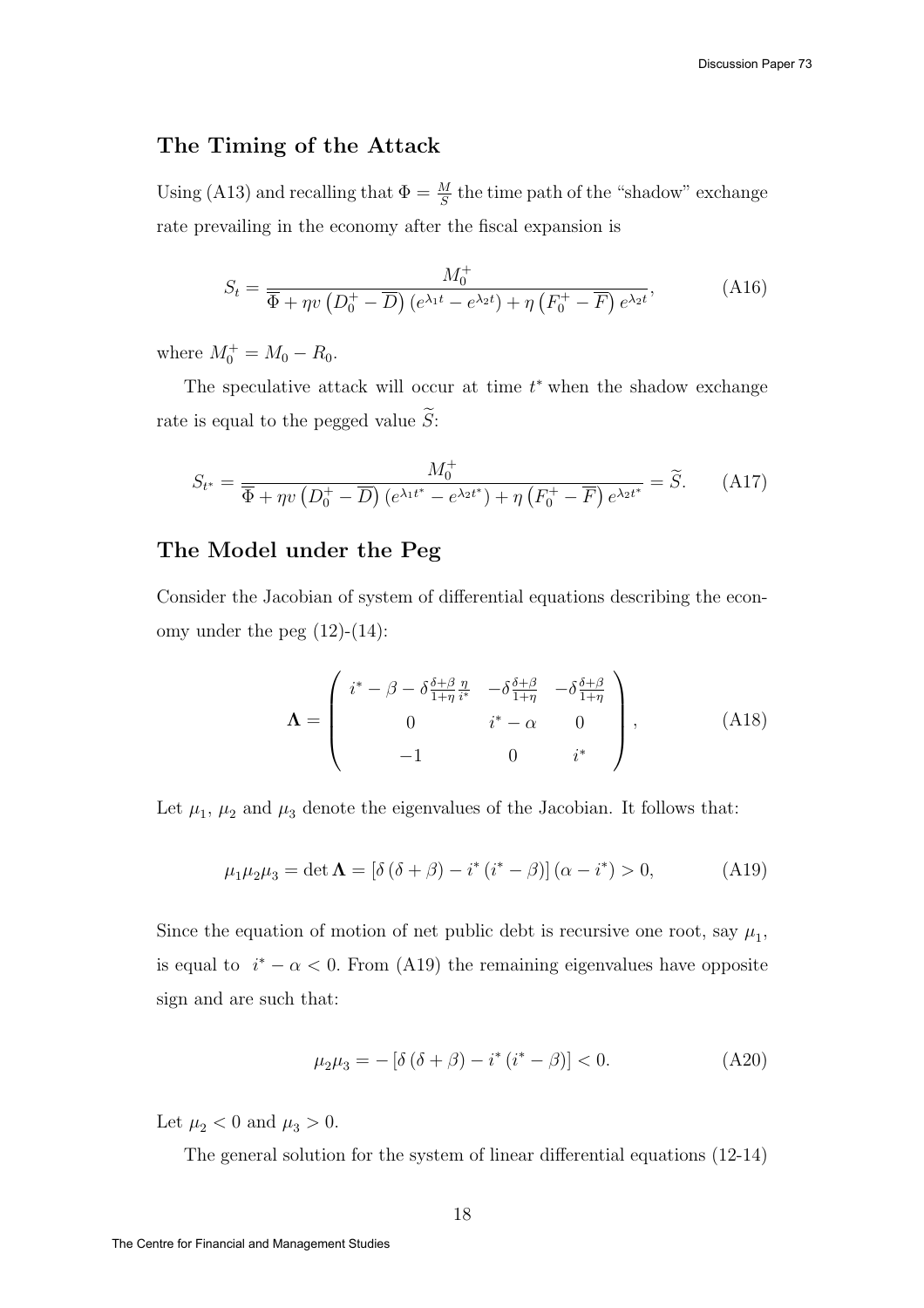## The Timing of the Attack

Using (A13) and recalling that $\Phi = \frac{M}{S}$ the time path of the "shadow" exchange rate prevailing in the economy after the fiscal expansion is

$$S_t = \frac{M_0^+}{\overline{\Phi} + \eta v \left(D_0^+ - \overline{D}\right)\left(e^{\lambda_1 t} - e^{\lambda_2 t}\right) + \eta \left(F_0^+ - \overline{F}\right) e^{\lambda_2 t}}, \tag{A16}$$

where $M_0^+ = M_0 - R_0$.

The speculative attack will occur at time $t^*$ when the shadow exchange rate is equal to the pegged value $\widetilde{S}$:

$$S_{t^*} = \frac{M_0^+}{\overline{\Phi} + \eta v \left(D_0^+ - \overline{D}\right)\left(e^{\lambda_1 t^*} - e^{\lambda_2 t^*}\right) + \eta \left(F_0^+ - \overline{F}\right) e^{\lambda_2 t^*}} = \widetilde{S}. \tag{A17}$$

## The Model under the Peg

Consider the Jacobian of system of differential equations describing the economy under the peg (12)-(14):

$$\mathbf{\Lambda} = \begin{pmatrix} i^* - \beta - \delta \frac{\delta+\beta}{1+\eta} \frac{\eta}{i^*} & -\delta \frac{\delta+\beta}{1+\eta} & -\delta \frac{\delta+\beta}{1+\eta} \\ 0 & i^* - \alpha & 0 \\ -1 & 0 & i^* \end{pmatrix}, \tag{A18}$$

Let $\mu_1$, $\mu_2$ and $\mu_3$ denote the eigenvalues of the Jacobian. It follows that:

$$\mu_1 \mu_2 \mu_3 = \det \mathbf{\Lambda} = \left[\delta\left(\delta+\beta\right) - i^*\left(i^* - \beta\right)\right]\left(\alpha - i^*\right) > 0, \tag{A19}$$

Since the equation of motion of net public debt is recursive one root, say $\mu_1$, is equal to $i^* - \alpha < 0$. From (A19) the remaining eigenvalues have opposite sign and are such that:

$$\mu_2 \mu_3 = -\left[\delta\left(\delta+\beta\right) - i^*\left(i^* - \beta\right)\right] < 0. \tag{A20}$$

Let $\mu_2 < 0$ and $\mu_3 > 0$.

The general solution for the system of linear differential equations (12-14)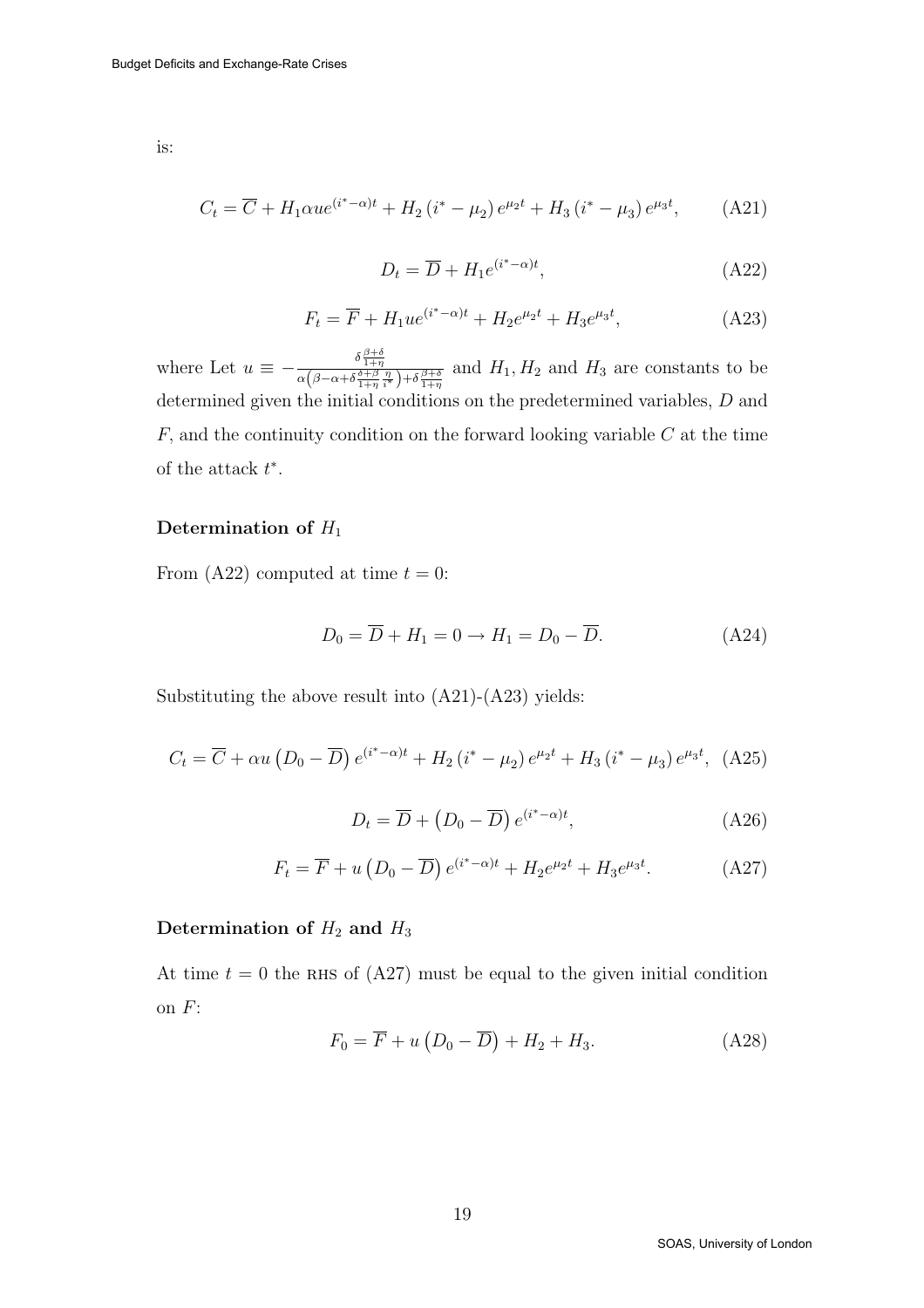is:

$$C_t = \overline{C} + H_1 \alpha u e^{(i^* - \alpha)t} + H_2 (i^* - \mu_2) e^{\mu_2 t} + H_3 (i^* - \mu_3) e^{\mu_3 t}, \tag{A21}$$

$$D_t = \overline{D} + H_1 e^{(i^* - \alpha)t}, \tag{A22}$$

$$F_t = \overline{F} + H_1 u e^{(i^* - \alpha)t} + H_2 e^{\mu_2 t} + H_3 e^{\mu_3 t}, \tag{A23}$$

where Let $u \equiv -\frac{\delta \frac{\beta+\delta}{1+\eta}}{\alpha\left(\beta - \alpha + \delta \frac{\delta+\beta}{1+\eta} \frac{\eta}{i^*}\right) + \delta \frac{\beta+\delta}{1+\eta}}$ and $H_1, H_2$ and $H_3$ are constants to be determined given the initial conditions on the predetermined variables, $D$ and $F$, and the continuity condition on the forward looking variable $C$ at the time of the attack $t^*$.

### Determination of $H_1$

From (A22) computed at time $t = 0$:

$$D_0 = \overline{D} + H_1 = 0 \rightarrow H_1 = D_0 - \overline{D}. \tag{A24}$$

Substituting the above result into (A21)-(A23) yields:

$$C_t = \overline{C} + \alpha u \left(D_0 - \overline{D}\right) e^{(i^* - \alpha)t} + H_2 (i^* - \mu_2) e^{\mu_2 t} + H_3 (i^* - \mu_3) e^{\mu_3 t}, \tag{A25}$$

$$D_t = \overline{D} + \left(D_0 - \overline{D}\right) e^{(i^* - \alpha)t}, \tag{A26}$$

$$F_t = \overline{F} + u \left(D_0 - \overline{D}\right) e^{(i^* - \alpha)t} + H_2 e^{\mu_2 t} + H_3 e^{\mu_3 t}. \tag{A27}$$

### Determination of $H_2$ and $H_3$

At time $t = 0$ the RHS of (A27) must be equal to the given initial condition on $F$:

$$F_0 = \overline{F} + u \left(D_0 - \overline{D}\right) + H_2 + H_3. \tag{A28}$$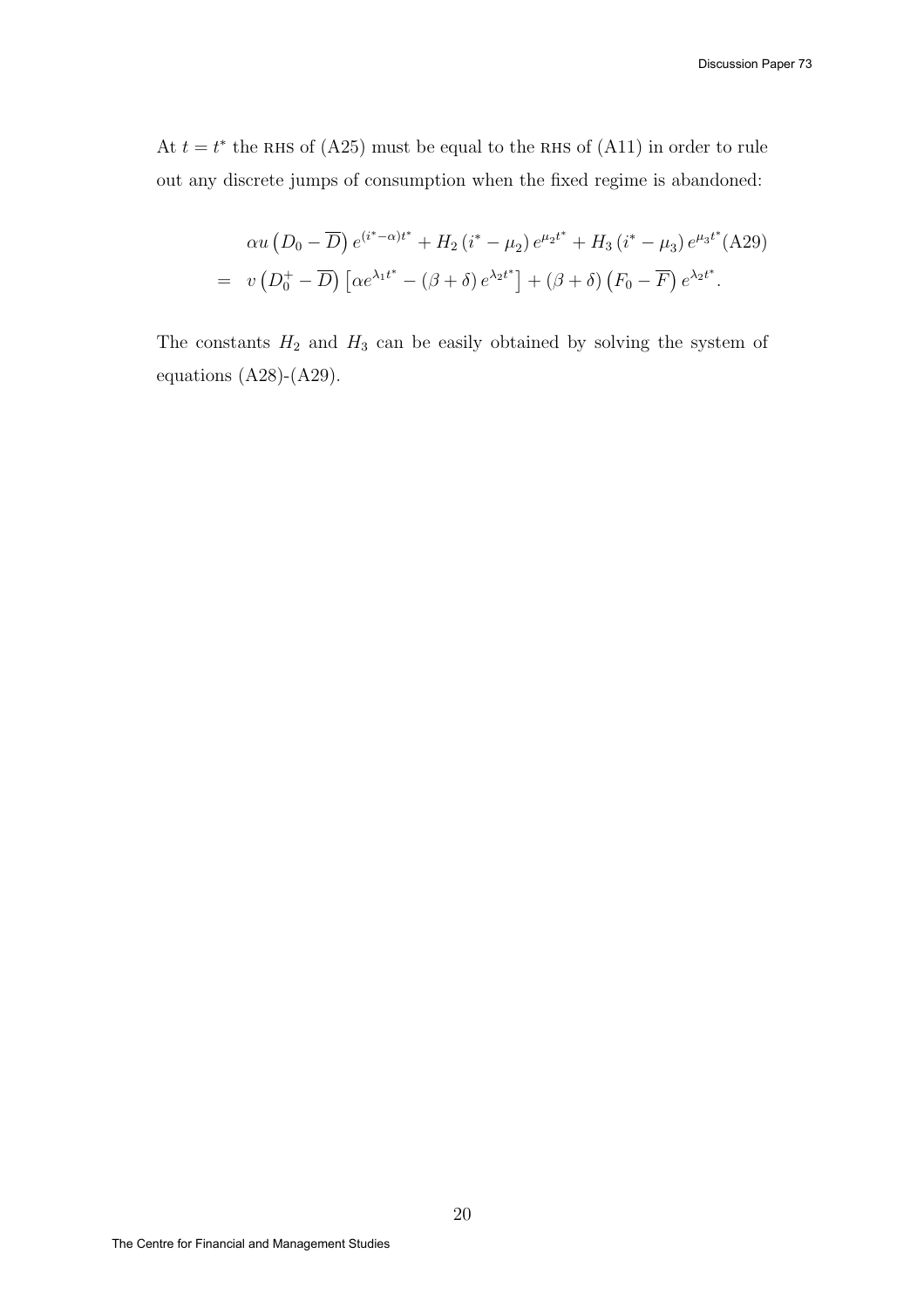At $t = t^*$ the RHS of (A25) must be equal to the RHS of (A11) in order to rule out any discrete jumps of consumption when the fixed regime is abandoned:

$$
\begin{aligned}
& \alpha u \left(D_0 - \overline{D}\right) e^{(i^* - \alpha)t^*} + H_2 \left(i^* - \mu_2\right) e^{\mu_2 t^*} + H_3 \left(i^* - \mu_3\right) e^{\mu_3 t^*} \quad \text{(A29)} \\
= \; & v \left(D_0^+ - \overline{D}\right) \left[\alpha e^{\lambda_1 t^*} - (\beta + \delta) e^{\lambda_2 t^*}\right] + (\beta + \delta) \left(F_0 - \overline{F}\right) e^{\lambda_2 t^*}.
\end{aligned}
$$

The constants $H_2$ and $H_3$ can be easily obtained by solving the system of equations (A28)-(A29).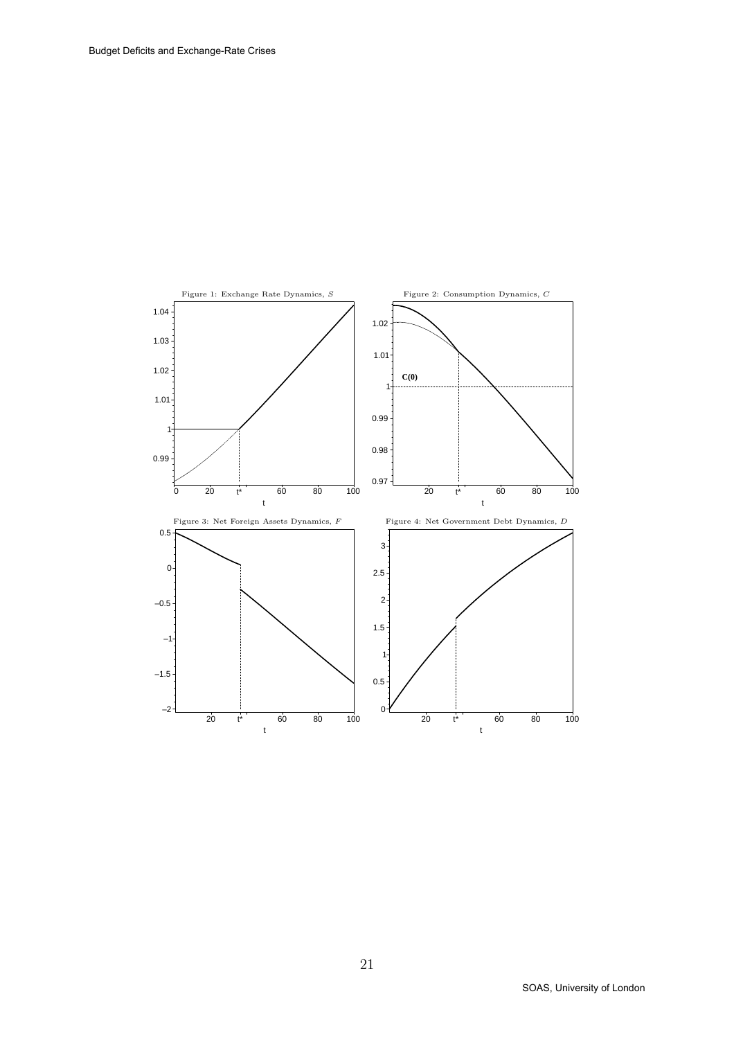Figure 1: Exchange Rate Dynamics, $S$

Figure 2: Consumption Dynamics, $C$

Figure 3: Net Foreign Assets Dynamics, $F$

Figure 4: Net Government Debt Dynamics, $D$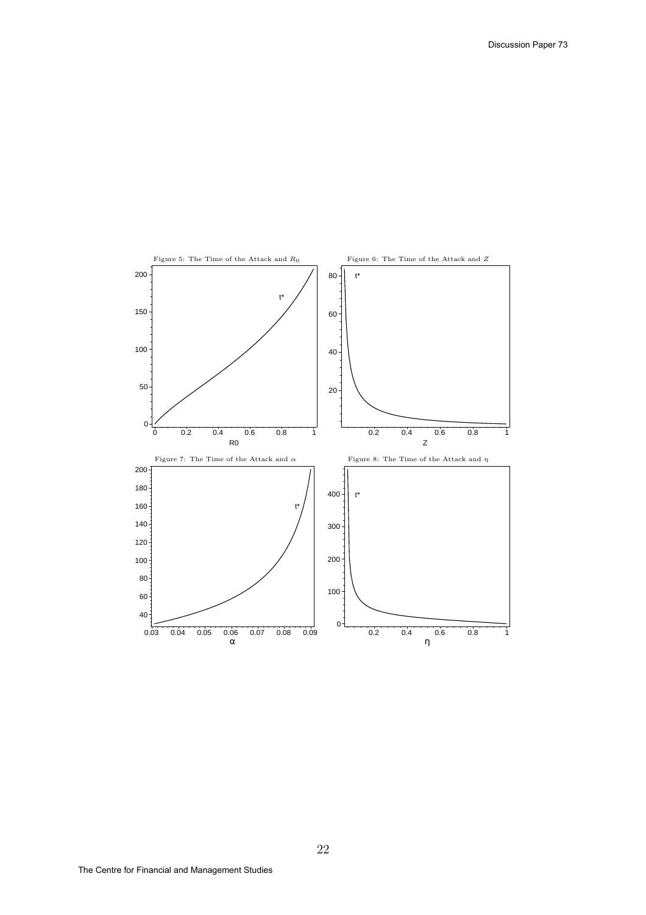Figure 5: The Time of the Attack and $R_0$

200
150
100
50
0
0
0.2
0.4
0.6
0.8
1
R0
t*

Figure 6: The Time of the Attack and $Z$

80
60
40
20
0.2
0.4
0.6
0.8
1
Z
t*

Figure 7: The Time of the Attack and $\alpha$

200
180
160
140
120
100
80
60
40
0.03
0.04
0.05
0.06
0.07
0.08
0.09
α
t*

Figure 8: The Time of the Attack and $\eta$

400
300
200
100
0
0.2
0.4
0.6
0.8
1
η
t*